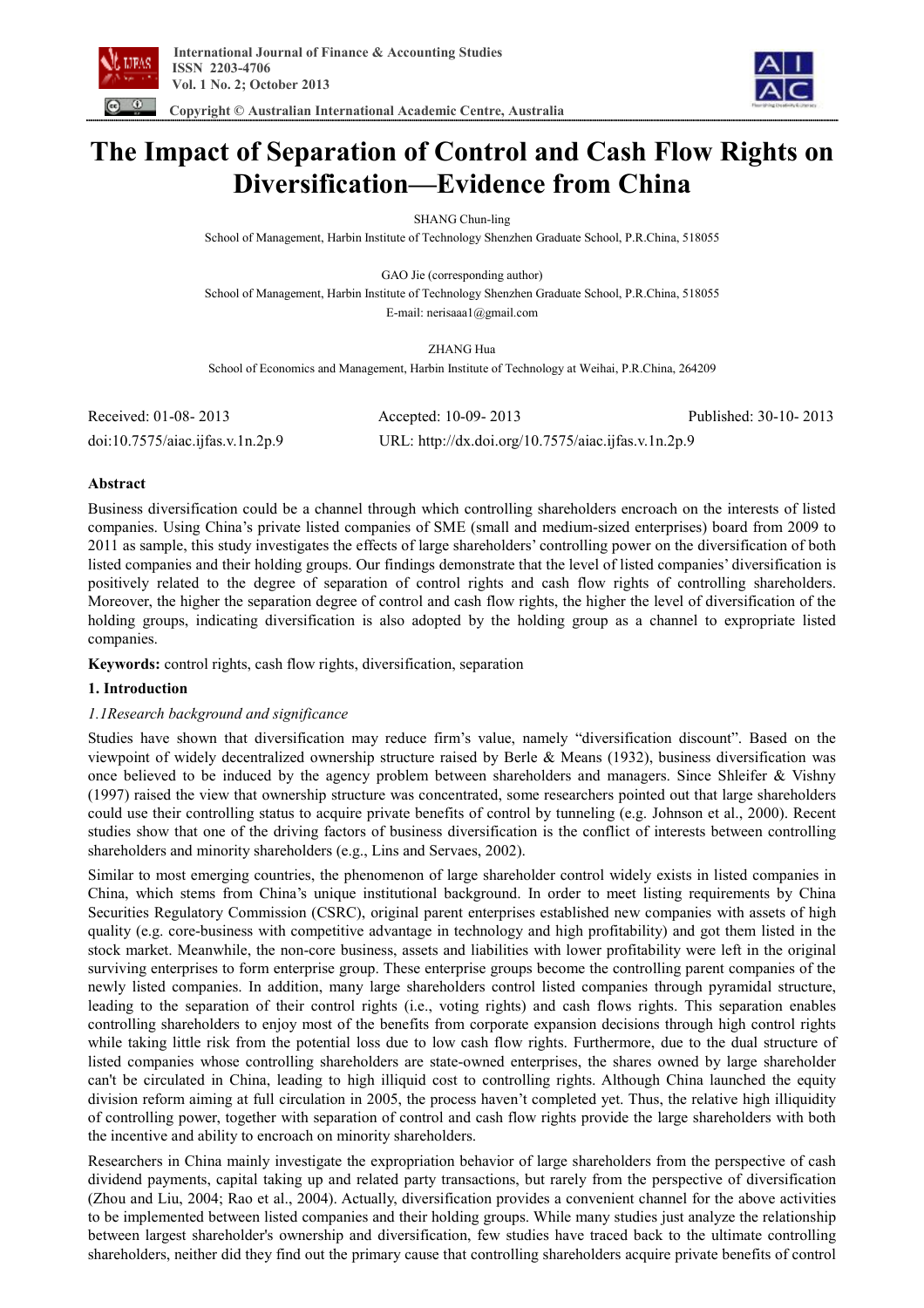# The Impact of Separation of Control and Cash Flow Rights on Diversification—Evidence from China

SHANG Chun-ling

School of Management, Harbin Institute of Technology Shenzhen Graduate School, P.R.China, 518055

GAO Jie (corresponding author)

School of Management, Harbin Institute of Technology Shenzhen Graduate School, P.R.China, 518055

E-mail: nerisaaa1@gmail.com

ZHANG Hua

School of Economics and Management, Harbin Institute of Technology at Weihai, P.R.China, 264209

Received: 01-08- 2013 Accepted: 10-09- 2013 Published: 30-10- 2013

doi:10.7575/aiac.ijfas.v.1n.2p.9 URL: http://dx.doi.org/10.7575/aiac.ijfas.v.1n.2p.9

## Abstract

Business diversification could be a channel through which controlling shareholders encroach on the interests of listed companies. Using China's private listed companies of SME (small and medium-sized enterprises) board from 2009 to 2011 as sample, this study investigates the effects of large shareholders' controlling power on the diversification of both listed companies and their holding groups. Our findings demonstrate that the level of listed companies' diversification is positively related to the degree of separation of control rights and cash flow rights of controlling shareholders. Moreover, the higher the separation degree of control and cash flow rights, the higher the level of diversification of the holding groups, indicating diversification is also adopted by the holding group as a channel to expropriate listed companies.

**Keywords:** control rights, cash flow rights, diversification, separation

## 1. Introduction

### *1.1Research background and significance*

Studies have shown that diversification may reduce firm's value, namely "diversification discount". Based on the viewpoint of widely decentralized ownership structure raised by Berle & Means (1932), business diversification was once believed to be induced by the agency problem between shareholders and managers. Since Shleifer & Vishny (1997) raised the view that ownership structure was concentrated, some researchers pointed out that large shareholders could use their controlling status to acquire private benefits of control by tunneling (e.g. Johnson et al., 2000). Recent studies show that one of the driving factors of business diversification is the conflict of interests between controlling shareholders and minority shareholders (e.g., Lins and Servaes, 2002).

Similar to most emerging countries, the phenomenon of large shareholder control widely exists in listed companies in China, which stems from China's unique institutional background. In order to meet listing requirements by China Securities Regulatory Commission (CSRC), original parent enterprises established new companies with assets of high quality (e.g. core-business with competitive advantage in technology and high profitability) and got them listed in the stock market. Meanwhile, the non-core business, assets and liabilities with lower profitability were left in the original surviving enterprises to form enterprise group. These enterprise groups become the controlling parent companies of the newly listed companies. In addition, many large shareholders control listed companies through pyramidal structure, leading to the separation of their control rights (i.e., voting rights) and cash flows rights. This separation enables controlling shareholders to enjoy most of the benefits from corporate expansion decisions through high control rights while taking little risk from the potential loss due to low cash flow rights. Furthermore, due to the dual structure of listed companies whose controlling shareholders are state-owned enterprises, the shares owned by large shareholder can't be circulated in China, leading to high illiquid cost to controlling rights. Although China launched the equity division reform aiming at full circulation in 2005, the process haven't completed yet. Thus, the relative high illiquidity of controlling power, together with separation of control and cash flow rights provide the large shareholders with both the incentive and ability to encroach on minority shareholders.

Researchers in China mainly investigate the expropriation behavior of large shareholders from the perspective of cash dividend payments, capital taking up and related party transactions, but rarely from the perspective of diversification (Zhou and Liu, 2004; Rao et al., 2004). Actually, diversification provides a convenient channel for the above activities to be implemented between listed companies and their holding groups. While many studies just analyze the relationship between largest shareholder's ownership and diversification, few studies have traced back to the ultimate controlling shareholders, neither did they find out the primary cause that controlling shareholders acquire private benefits of control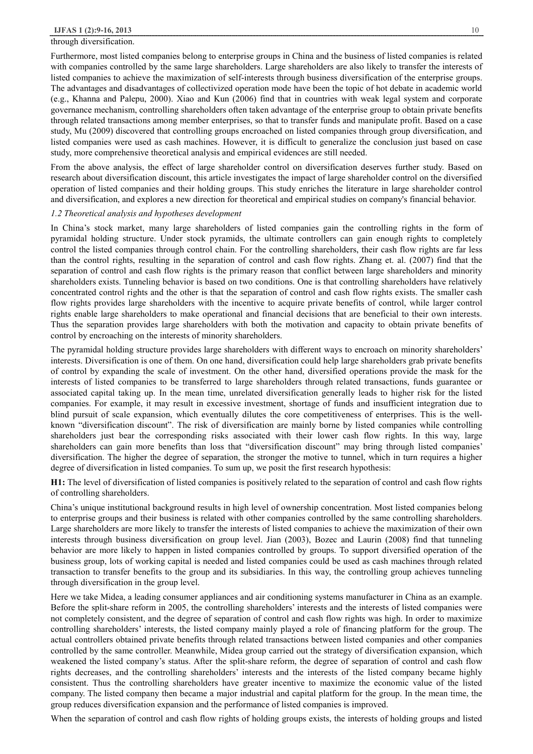through diversification.

Furthermore, most listed companies belong to enterprise groups in China and the business of listed companies is related with companies controlled by the same large shareholders. Large shareholders are also likely to transfer the interests of listed companies to achieve the maximization of self-interests through business diversification of the enterprise groups. The advantages and disadvantages of collectivized operation mode have been the topic of hot debate in academic world (e.g., Khanna and Palepu, 2000). Xiao and Kun (2006) find that in countries with weak legal system and corporate governance mechanism, controlling shareholders often taken advantage of the enterprise group to obtain private benefits through related transactions among member enterprises, so that to transfer funds and manipulate profit. Based on a case study, Mu (2009) discovered that controlling groups encroached on listed companies through group diversification, and listed companies were used as cash machines. However, it is difficult to generalize the conclusion just based on case study, more comprehensive theoretical analysis and empirical evidences are still needed.

From the above analysis, the effect of large shareholder control on diversification deserves further study. Based on research about diversification discount, this article investigates the impact of large shareholder control on the diversified operation of listed companies and their holding groups. This study enriches the literature in large shareholder control and diversification, and explores a new direction for theoretical and empirical studies on company's financial behavior.

### *1.2 Theoretical analysis and hypotheses development*

In China's stock market, many large shareholders of listed companies gain the controlling rights in the form of pyramidal holding structure. Under stock pyramids, the ultimate controllers can gain enough rights to completely control the listed companies through control chain. For the controlling shareholders, their cash flow rights are far less than the control rights, resulting in the separation of control and cash flow rights. Zhang et. al. (2007) find that the separation of control and cash flow rights is the primary reason that conflict between large shareholders and minority shareholders exists. Tunneling behavior is based on two conditions. One is that controlling shareholders have relatively concentrated control rights and the other is that the separation of control and cash flow rights exists. The smaller cash flow rights provides large shareholders with the incentive to acquire private benefits of control, while larger control rights enable large shareholders to make operational and financial decisions that are beneficial to their own interests. Thus the separation provides large shareholders with both the motivation and capacity to obtain private benefits of control by encroaching on the interests of minority shareholders.

The pyramidal holding structure provides large shareholders with different ways to encroach on minority shareholders' interests. Diversification is one of them. On one hand, diversification could help large shareholders grab private benefits of control by expanding the scale of investment. On the other hand, diversified operations provide the mask for the interests of listed companies to be transferred to large shareholders through related transactions, funds guarantee or associated capital taking up. In the mean time, unrelated diversification generally leads to higher risk for the listed companies. For example, it may result in excessive investment, shortage of funds and insufficient integration due to blind pursuit of scale expansion, which eventually dilutes the core competitiveness of enterprises. This is the well-known "diversification discount". The risk of diversification are mainly borne by listed companies while controlling shareholders just bear the corresponding risks associated with their lower cash flow rights. In this way, large shareholders can gain more benefits than loss that "diversification discount" may bring through listed companies' diversification. The higher the degree of separation, the stronger the motive to tunnel, which in turn requires a higher degree of diversification in listed companies. To sum up, we posit the first research hypothesis:

**H1:** The level of diversification of listed companies is positively related to the separation of control and cash flow rights of controlling shareholders.

China's unique institutional background results in high level of ownership concentration. Most listed companies belong to enterprise groups and their business is related with other companies controlled by the same controlling shareholders. Large shareholders are more likely to transfer the interests of listed companies to achieve the maximization of their own interests through business diversification on group level. Jian (2003), Bozec and Laurin (2008) find that tunneling behavior are more likely to happen in listed companies controlled by groups. To support diversified operation of the business group, lots of working capital is needed and listed companies could be used as cash machines through related transaction to transfer benefits to the group and its subsidiaries. In this way, the controlling group achieves tunneling through diversification in the group level.

Here we take Midea, a leading consumer appliances and air conditioning systems manufacturer in China as an example. Before the split-share reform in 2005, the controlling shareholders' interests and the interests of listed companies were not completely consistent, and the degree of separation of control and cash flow rights was high. In order to maximize controlling shareholders' interests, the listed company mainly played a role of financing platform for the group. The actual controllers obtained private benefits through related transactions between listed companies and other companies controlled by the same controller. Meanwhile, Midea group carried out the strategy of diversification expansion, which weakened the listed company's status. After the split-share reform, the degree of separation of control and cash flow rights decreases, and the controlling shareholders' interests and the interests of the listed company became highly consistent. Thus the controlling shareholders have greater incentive to maximize the economic value of the listed company. The listed company then became a major industrial and capital platform for the group. In the mean time, the group reduces diversification expansion and the performance of listed companies is improved.

When the separation of control and cash flow rights of holding groups exists, the interests of holding groups and listed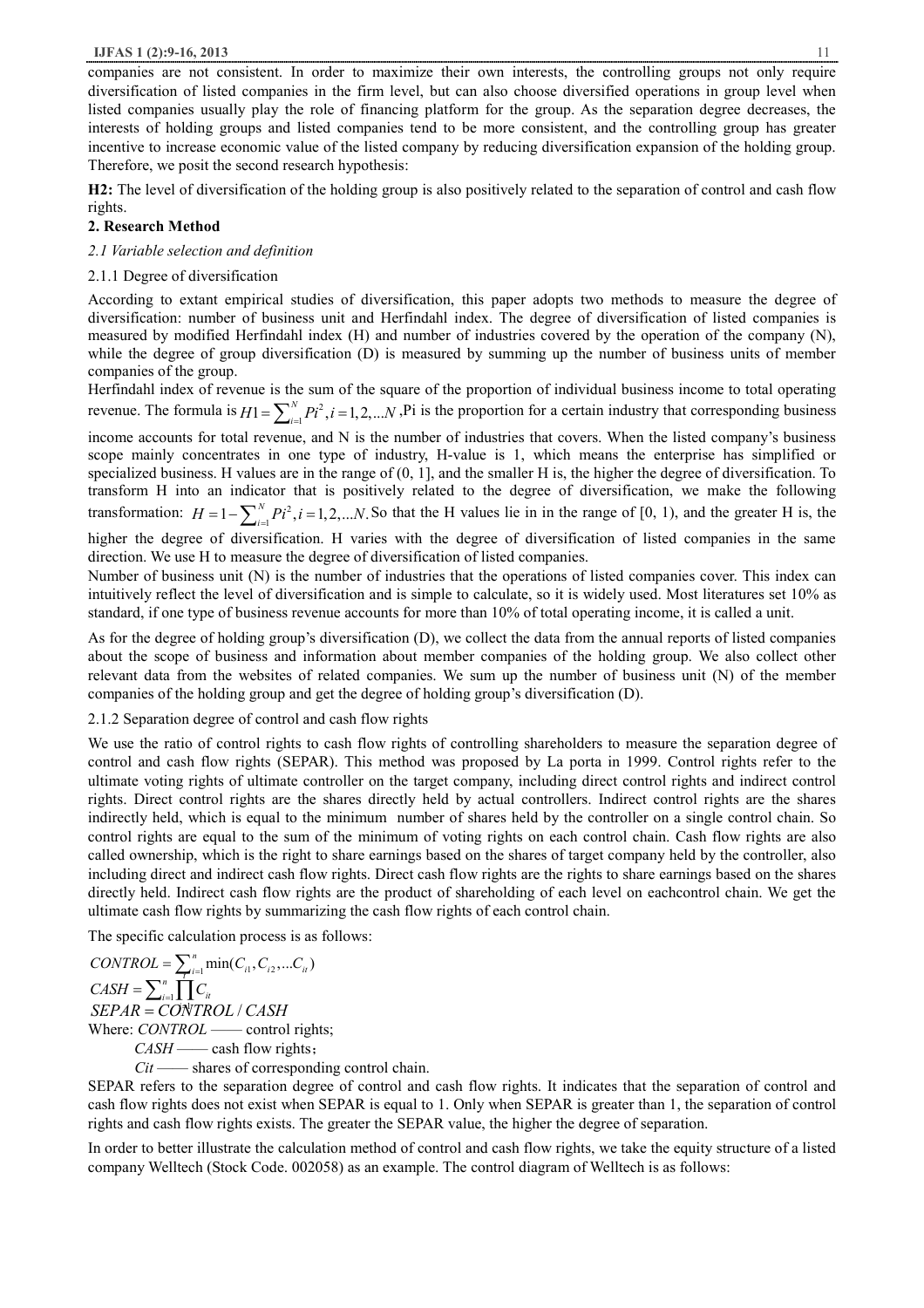companies are not consistent. In order to maximize their own interests, the controlling groups not only require diversification of listed companies in the firm level, but can also choose diversified operations in group level when listed companies usually play the role of financing platform for the group. As the separation degree decreases, the interests of holding groups and listed companies tend to be more consistent, and the controlling group has greater incentive to increase economic value of the listed company by reducing diversification expansion of the holding group. Therefore, we posit the second research hypothesis:

**H2:** The level of diversification of the holding group is also positively related to the separation of control and cash flow rights.

## 2. Research Method

### *2.1 Variable selection and definition*

#### 2.1.1 Degree of diversification

According to extant empirical studies of diversification, this paper adopts two methods to measure the degree of diversification: number of business unit and Herfindahl index. The degree of diversification of listed companies is measured by modified Herfindahl index (H) and number of industries covered by the operation of the company (N), while the degree of group diversification (D) is measured by summing up the number of business units of member companies of the group.

Herfindahl index of revenue is the sum of the square of the proportion of individual business income to total operating revenue. The formula is $H1 = \sum_{i=1}^{N} Pi^2, i = 1, 2, ...N$ ,Pi is the proportion for a certain industry that corresponding business income accounts for total revenue, and N is the number of industries that covers. When the listed company's business scope mainly concentrates in one type of industry, H-value is 1, which means the enterprise has simplified or specialized business. H values are in the range of (0, 1], and the smaller H is, the higher the degree of diversification. To transform H into an indicator that is positively related to the degree of diversification, we make the following transformation: $H = 1 - \sum_{i=1}^{N} Pi^2, i = 1, 2, ...N$. So that the H values lie in in the range of [0, 1), and the greater H is, the higher the degree of diversification. H varies with the degree of diversification of listed companies in the same direction. We use H to measure the degree of diversification of listed companies.

Number of business unit (N) is the number of industries that the operations of listed companies cover. This index can intuitively reflect the level of diversification and is simple to calculate, so it is widely used. Most literatures set 10% as standard, if one type of business revenue accounts for more than 10% of total operating income, it is called a unit.

As for the degree of holding group's diversification (D), we collect the data from the annual reports of listed companies about the scope of business and information about member companies of the holding group. We also collect other relevant data from the websites of related companies. We sum up the number of business unit (N) of the member companies of the holding group and get the degree of holding group's diversification (D).

#### 2.1.2 Separation degree of control and cash flow rights

We use the ratio of control rights to cash flow rights of controlling shareholders to measure the separation degree of control and cash flow rights (SEPAR). This method was proposed by La porta in 1999. Control rights refer to the ultimate voting rights of ultimate controller on the target company, including direct control rights and indirect control rights. Direct control rights are the shares directly held by actual controllers. Indirect control rights are the shares indirectly held, which is equal to the minimum number of shares held by the controller on a single control chain. So control rights are equal to the sum of the minimum of voting rights on each control chain. Cash flow rights are also called ownership, which is the right to share earnings based on the shares of target company held by the controller, also including direct and indirect cash flow rights. Direct cash flow rights are the rights to share earnings based on the shares directly held. Indirect cash flow rights are the product of shareholding of each level on eachcontrol chain. We get the ultimate cash flow rights by summarizing the cash flow rights of each control chain.

The specific calculation process is as follows:

$$CONTROL = \sum_{i=1}^{n} \min(C_{i1}, C_{i2}, ...C_{it})$$

$$CASH = \sum_{i=1}^{n} \prod_{t=1}^{N} C_{it}$$

$$SEPAR = CONTROL / CASH$$

Where: *CONTROL* —— control rights;

*CASH* —— cash flow rights；

*Cit* —— shares of corresponding control chain.

SEPAR refers to the separation degree of control and cash flow rights. It indicates that the separation of control and cash flow rights does not exist when SEPAR is equal to 1. Only when SEPAR is greater than 1, the separation of control rights and cash flow rights exists. The greater the SEPAR value, the higher the degree of separation.

In order to better illustrate the calculation method of control and cash flow rights, we take the equity structure of a listed company Welltech (Stock Code. 002058) as an example. The control diagram of Welltech is as follows: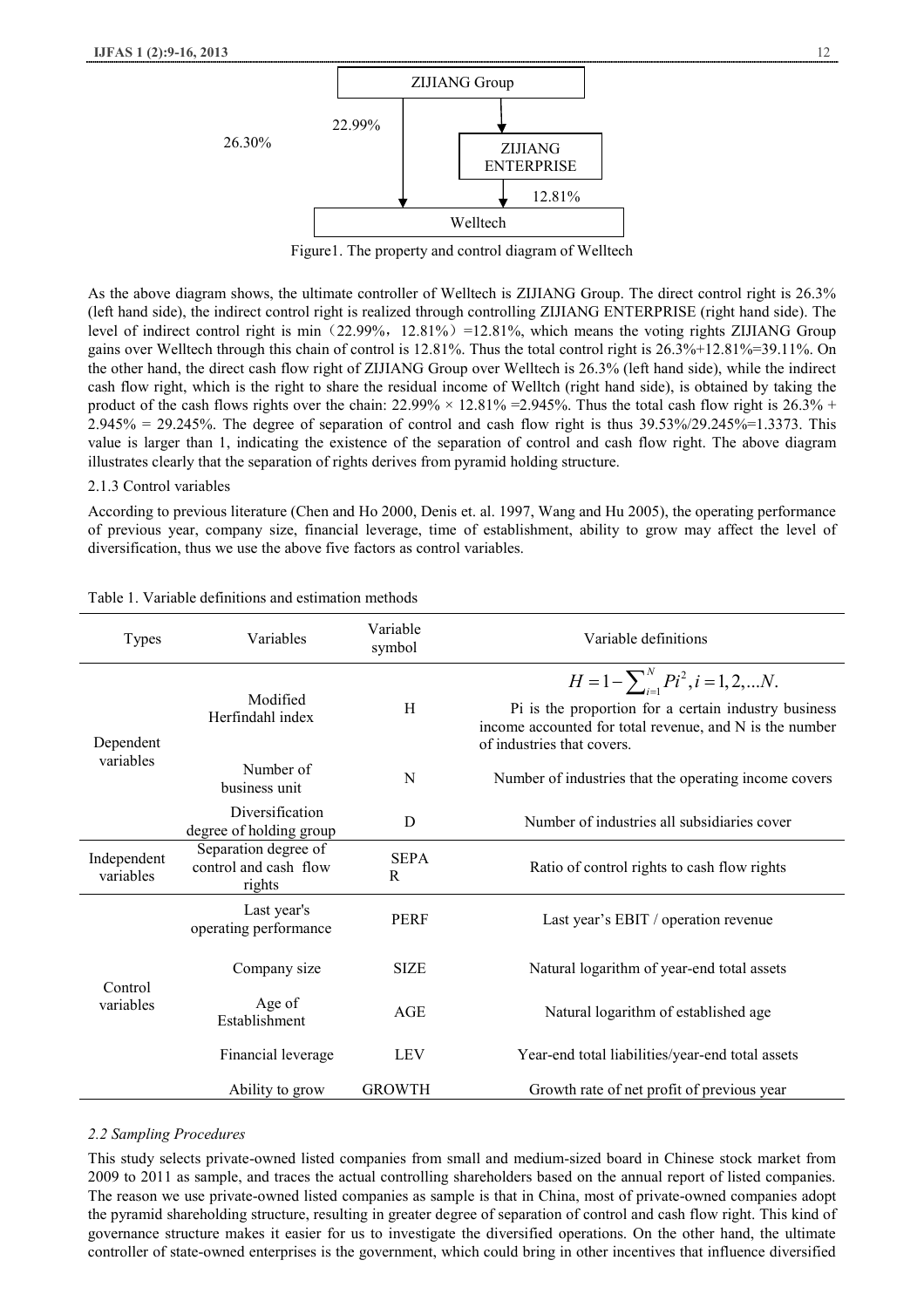ZIJIANG Group

22.99%

26.30%

ZIJIANG ENTERPRISE

12.81%

Welltech

Figure1. The property and control diagram of Welltech

As the above diagram shows, the ultimate controller of Welltech is ZIJIANG Group. The direct control right is 26.3% (left hand side), the indirect control right is realized through controlling ZIJIANG ENTERPRISE (right hand side). The level of indirect control right is min（22.99%，12.81%）=12.81%, which means the voting rights ZIJIANG Group gains over Welltech through this chain of control is 12.81%. Thus the total control right is 26.3%+12.81%=39.11%. On the other hand, the direct cash flow right of ZIJIANG Group over Welltech is 26.3% (left hand side), while the indirect cash flow right, which is the right to share the residual income of Wellteh (right hand side), is obtained by taking the product of the cash flows rights over the chain: 22.99% × 12.81% =2.945%. Thus the total cash flow right is 26.3% + 2.945% = 29.245%. The degree of separation of control and cash flow right is thus 39.53%/29.245%=1.3373. This value is larger than 1, indicating the existence of the separation of control and cash flow right. The above diagram illustrates clearly that the separation of rights derives from pyramid holding structure.

2.1.3 Control variables

According to previous literature (Chen and Ho 2000, Denis et. al. 1997, Wang and Hu 2005), the operating performance of previous year, company size, financial leverage, time of establishment, ability to grow may affect the level of diversification, thus we use the above five factors as control variables.

Table 1. Variable definitions and estimation methods

| Types | Variables | Variable symbol | Variable definitions |
|---|---|---|---|
| Dependent variables | Modified Herfindahl index | H | $H = 1 - \sum_{i=1}^{N} Pi^2, i = 1, 2, ...N.$ Pi is the proportion for a certain industry business income accounted for total revenue, and N is the number of industries that covers. |
| | Number of business unit | N | Number of industries that the operating income covers |
| | Diversification degree of holding group | D | Number of industries all subsidiaries cover |
| Independent variables | Separation degree of control and cash flow rights | SEPAR | Ratio of control rights to cash flow rights |
| Control variables | Last year's operating performance | PERF | Last year's EBIT / operation revenue |
| | Company size | SIZE | Natural logarithm of year-end total assets |
| | Age of Establishment | AGE | Natural logarithm of established age |
| | Financial leverage | LEV | Year-end total liabilities/year-end total assets |
| | Ability to grow | GROWTH | Growth rate of net profit of previous year |

### *2.2 Sampling Procedures*

This study selects private-owned listed companies from small and medium-sized board in Chinese stock market from 2009 to 2011 as sample, and traces the actual controlling shareholders based on the annual report of listed companies. The reason we use private-owned listed companies as sample is that in China, most of private-owned companies adopt the pyramid shareholding structure, resulting in greater degree of separation of control and cash flow right. This kind of governance structure makes it easier for us to investigate the diversified operations. On the other hand, the ultimate controller of state-owned enterprises is the government, which could bring in other incentives that influence diversified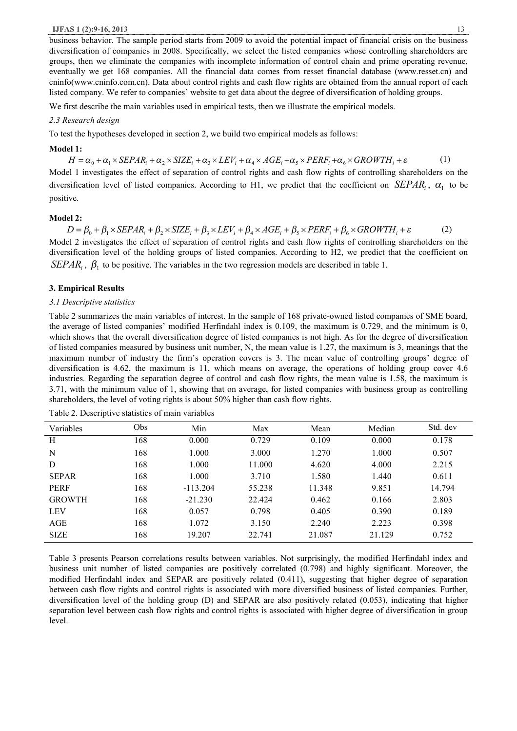business behavior. The sample period starts from 2009 to avoid the potential impact of financial crisis on the business diversification of companies in 2008. Specifically, we select the listed companies whose controlling shareholders are groups, then we eliminate the companies with incomplete information of control chain and prime operating revenue, eventually we get 168 companies. All the financial data comes from resset financial database (www.resset.cn) and cninfo(www.cninfo.com.cn). Data about control rights and cash flow rights are obtained from the annual report of each listed company. We refer to companies' website to get data about the degree of diversification of holding groups.

We first describe the main variables used in empirical tests, then we illustrate the empirical models.

### *2.3 Research design*

To test the hypotheses developed in section 2, we build two empirical models as follows:

**Model 1:**

$$H = \alpha_0 + \alpha_1 \times SEPAR_i + \alpha_2 \times SIZE_i + \alpha_3 \times LEV_i + \alpha_4 \times AGE_i + \alpha_5 \times PERF_i + \alpha_6 \times GROWTH_i + \varepsilon \quad (1)$$

Model 1 investigates the effect of separation of control rights and cash flow rights of controlling shareholders on the diversification level of listed companies. According to H1, we predict that the coefficient on $SEPAR_i$, $\alpha_1$ to be positive.

**Model 2:**

$$D = \beta_0 + \beta_1 \times SEPAR_i + \beta_2 \times SIZE_i + \beta_3 \times LEV_i + \beta_4 \times AGE_i + \beta_5 \times PERF_i + \beta_6 \times GROWTH_i + \varepsilon \quad (2)$$

Model 2 investigates the effect of separation of control rights and cash flow rights of controlling shareholders on the diversification level of the holding groups of listed companies. According to H2, we predict that the coefficient on $SEPAR_i$, $\beta_1$ to be positive. The variables in the two regression models are described in table 1.

## 3. Empirical Results

### *3.1 Descriptive statistics*

Table 2 summarizes the main variables of interest. In the sample of 168 private-owned listed companies of SME board, the average of listed companies' modified Herfindahl index is 0.109, the maximum is 0.729, and the minimum is 0, which shows that the overall diversification degree of listed companies is not high. As for the degree of diversification of listed companies measured by business unit number, N, the mean value is 1.27, the maximum is 3, meanings that the maximum number of industry the firm's operation covers is 3. The mean value of controlling groups' degree of diversification is 4.62, the maximum is 11, which means on average, the operations of holding group cover 4.6 industries. Regarding the separation degree of control and cash flow rights, the mean value is 1.58, the maximum is 3.71, with the minimum value of 1, showing that on average, for listed companies with business group as controlling shareholders, the level of voting rights is about 50% higher than cash flow rights.

Table 2. Descriptive statistics of main variables

| Variables | Obs | Min | Max | Mean | Median | Std. dev |
|---|---|---|---|---|---|---|
| H | 168 | 0.000 | 0.729 | 0.109 | 0.000 | 0.178 |
| N | 168 | 1.000 | 3.000 | 1.270 | 1.000 | 0.507 |
| D | 168 | 1.000 | 11.000 | 4.620 | 4.000 | 2.215 |
| SEPAR | 168 | 1.000 | 3.710 | 1.580 | 1.440 | 0.611 |
| PERF | 168 | -113.204 | 55.238 | 11.348 | 9.851 | 14.794 |
| GROWTH | 168 | -21.230 | 22.424 | 0.462 | 0.166 | 2.803 |
| LEV | 168 | 0.057 | 0.798 | 0.405 | 0.390 | 0.189 |
| AGE | 168 | 1.072 | 3.150 | 2.240 | 2.223 | 0.398 |
| SIZE | 168 | 19.207 | 22.741 | 21.087 | 21.129 | 0.752 |

Table 3 presents Pearson correlations results between variables. Not surprisingly, the modified Herfindahl index and business unit number of listed companies are positively correlated (0.798) and highly significant. Moreover, the modified Herfindahl index and SEPAR are positively related (0.411), suggesting that higher degree of separation between cash flow rights and control rights is associated with more diversified business of listed companies. Further, diversification level of the holding group (D) and SEPAR are also positively related (0.053), indicating that higher separation level between cash flow rights and control rights is associated with higher degree of diversification in group level.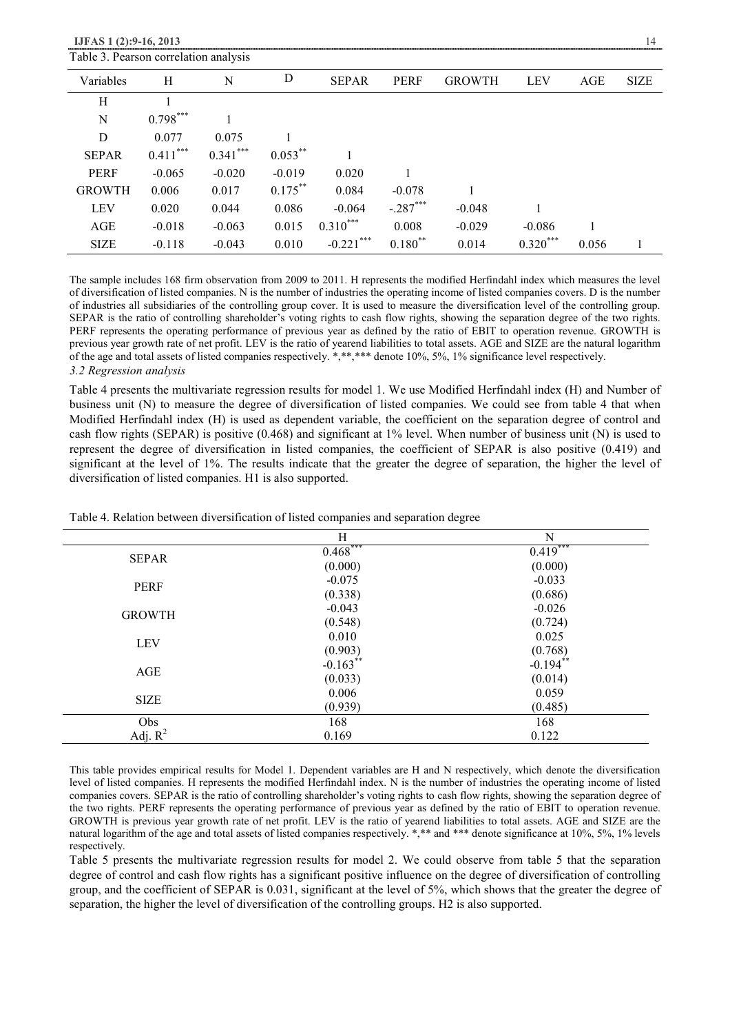Table 3. Pearson correlation analysis

| Variables | H | N | D | SEPAR | PERF | GROWTH | LEV | AGE | SIZE |
|---|---|---|---|---|---|---|---|---|---|
| H | 1 | | | | | | | | |
| N | $0.798^{***}$ | 1 | | | | | | | |
| D | 0.077 | 0.075 | 1 | | | | | | |
| SEPAR | $0.411^{***}$ | $0.341^{***}$ | $0.053^{**}$ | 1 | | | | | |
| PERF | -0.065 | -0.020 | -0.019 | 0.020 | 1 | | | | |
| GROWTH | 0.006 | 0.017 | $0.175^{**}$ | 0.084 | -0.078 | 1 | | | |
| LEV | 0.020 | 0.044 | 0.086 | -0.064 | $-.287^{***}$ | -0.048 | 1 | | |
| AGE | -0.018 | -0.063 | 0.015 | $0.310^{***}$ | 0.008 | -0.029 | -0.086 | 1 | |
| SIZE | -0.118 | -0.043 | 0.010 | $-0.221^{***}$ | $0.180^{**}$ | 0.014 | $0.320^{***}$ | 0.056 | 1 |

The sample includes 168 firm observation from 2009 to 2011. H represents the modified Herfindahl index which measures the level of diversification of listed companies. N is the number of industries the operating income of listed companies covers. D is the number of industries all subsidiaries of the controlling group cover. It is used to measure the diversification level of the controlling group. SEPAR is the ratio of controlling shareholder's voting rights to cash flow rights, showing the separation degree of the two rights. PERF represents the operating performance of previous year as defined by the ratio of EBIT to operation revenue. GROWTH is previous year growth rate of net profit. LEV is the ratio of yearend liabilities to total assets. AGE and SIZE are the natural logarithm of the age and total assets of listed companies respectively. *,**,*** denote 10%, 5%, 1% significance level respectively.

*3.2 Regression analysis*

Table 4 presents the multivariate regression results for model 1. We use Modified Herfindahl index (H) and Number of business unit (N) to measure the degree of diversification of listed companies. We could see from table 4 that when Modified Herfindahl index (H) is used as dependent variable, the coefficient on the separation degree of control and cash flow rights (SEPAR) is positive (0.468) and significant at 1% level. When number of business unit (N) is used to represent the degree of diversification in listed companies, the coefficient of SEPAR is also positive (0.419) and significant at the level of 1%. The results indicate that the greater the degree of separation, the higher the level of diversification of listed companies. H1 is also supported.

Table 4. Relation between diversification of listed companies and separation degree

| | H | N |
|---|---|---|
| SEPAR | $0.468^{***}$ | $0.419^{***}$ |
| | (0.000) | (0.000) |
| PERF | -0.075 | -0.033 |
| | (0.338) | (0.686) |
| GROWTH | -0.043 | -0.026 |
| | (0.548) | (0.724) |
| LEV | 0.010 | 0.025 |
| | (0.903) | (0.768) |
| AGE | $-0.163^{**}$ | $-0.194^{**}$ |
| | (0.033) | (0.014) |
| SIZE | 0.006 | 0.059 |
| | (0.939) | (0.485) |
| Obs | 168 | 168 |
| Adj. $R^2$ | 0.169 | 0.122 |

This table provides empirical results for Model 1. Dependent variables are H and N respectively, which denote the diversification level of listed companies. H represents the modified Herfindahl index. N is the number of industries the operating income of listed companies covers. SEPAR is the ratio of controlling shareholder's voting rights to cash flow rights, showing the separation degree of the two rights. PERF represents the operating performance of previous year as defined by the ratio of EBIT to operation revenue. GROWTH is previous year growth rate of net profit. LEV is the ratio of yearend liabilities to total assets. AGE and SIZE are the natural logarithm of the age and total assets of listed companies respectively. *,** and *** denote significance at 10%, 5%, 1% levels respectively.

Table 5 presents the multivariate regression results for model 2. We could observe from table 5 that the separation degree of control and cash flow rights has a significant positive influence on the degree of diversification of controlling group, and the coefficient of SEPAR is 0.031, significant at the level of 5%, which shows that the greater the degree of separation, the higher the level of diversification of the controlling groups. H2 is also supported.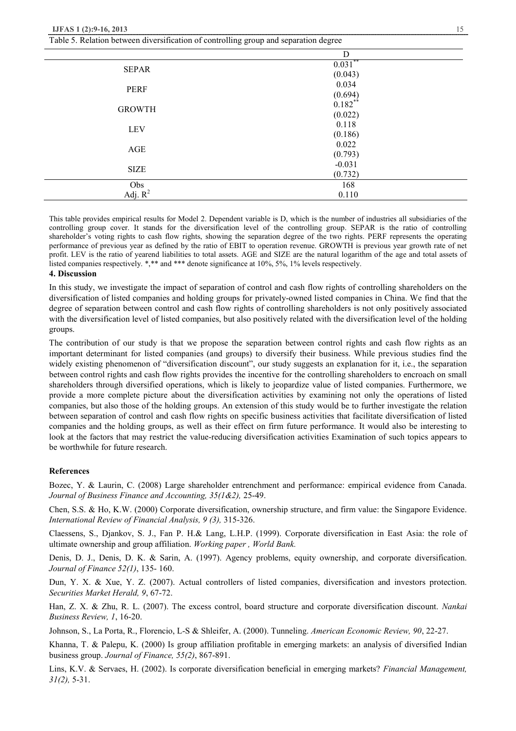Table 5. Relation between diversification of controlling group and separation degree

| | D |
|---|---|
| SEPAR | 0.031** |
| | (0.043) |
| PERF | 0.034 |
| | (0.694) |
| GROWTH | 0.182** |
| | (0.022) |
| LEV | 0.118 |
| | (0.186) |
| AGE | 0.022 |
| | (0.793) |
| SIZE | -0.031 |
| | (0.732) |
| Obs | 168 |
| Adj. $R^2$ | 0.110 |

This table provides empirical results for Model 2. Dependent variable is D, which is the number of industries all subsidiaries of the controlling group cover. It stands for the diversification level of the controlling group. SEPAR is the ratio of controlling shareholder's voting rights to cash flow rights, showing the separation degree of the two rights. PERF represents the operating performance of previous year as defined by the ratio of EBIT to operation revenue. GROWTH is previous year growth rate of net profit. LEV is the ratio of yearend liabilities to total assets. AGE and SIZE are the natural logarithm of the age and total assets of listed companies respectively. *,** and *** denote significance at 10%, 5%, 1% levels respectively.

## 4. Discussion

In this study, we investigate the impact of separation of control and cash flow rights of controlling shareholders on the diversification of listed companies and holding groups for privately-owned listed companies in China. We find that the degree of separation between control and cash flow rights of controlling shareholders is not only positively associated with the diversification level of listed companies, but also positively related with the diversification level of the holding groups.

The contribution of our study is that we propose the separation between control rights and cash flow rights as an important determinant for listed companies (and groups) to diversify their business. While previous studies find the widely existing phenomenon of "diversification discount", our study suggests an explanation for it, i.e., the separation between control rights and cash flow rights provides the incentive for the controlling shareholders to encroach on small shareholders through diversified operations, which is likely to jeopardize value of listed companies. Furthermore, we provide a more complete picture about the diversification activities by examining not only the operations of listed companies, but also those of the holding groups. An extension of this study would be to further investigate the relation between separation of control and cash flow rights on specific business activities that facilitate diversification of listed companies and the holding groups, as well as their effect on firm future performance. It would also be interesting to look at the factors that may restrict the value-reducing diversification activities Examination of such topics appears to be worthwhile for future research.

## References

Bozec, Y. & Laurin, C. (2008) Large shareholder entrenchment and performance: empirical evidence from Canada. *Journal of Business Finance and Accounting, 35(1&2),* 25-49.

Chen, S.S. & Ho, K.W. (2000) Corporate diversification, ownership structure, and firm value: the Singapore Evidence. *International Review of Financial Analysis, 9 (3),* 315-326.

Claessens, S., Djankov, S. J., Fan P. H.& Lang, L.H.P. (1999). Corporate diversification in East Asia: the role of ultimate ownership and group affiliation. *Working paper , World Bank.*

Denis, D. J., Denis, D. K. & Sarin, A. (1997). Agency problems, equity ownership, and corporate diversification. *Journal of Finance 52(1)*, 135- 160.

Dun, Y. X. & Xue, Y. Z. (2007). Actual controllers of listed companies, diversification and investors protection. *Securities Market Herald, 9*, 67-72.

Han, Z. X. & Zhu, R. L. (2007). The excess control, board structure and corporate diversification discount. *Nankai Business Review, 1*, 16-20.

Johnson, S., La Porta, R., Florencio, L-S & Shleifer, A. (2000). Tunneling. *American Economic Review, 90*, 22-27.

Khanna, T. & Palepu, K. (2000) Is group affiliation profitable in emerging markets: an analysis of diversified Indian business group. *Journal of Finance, 55(2)*, 867-891.

Lins, K.V. & Servaes, H. (2002). Is corporate diversification beneficial in emerging markets? *Financial Management, 31(2),* 5-31.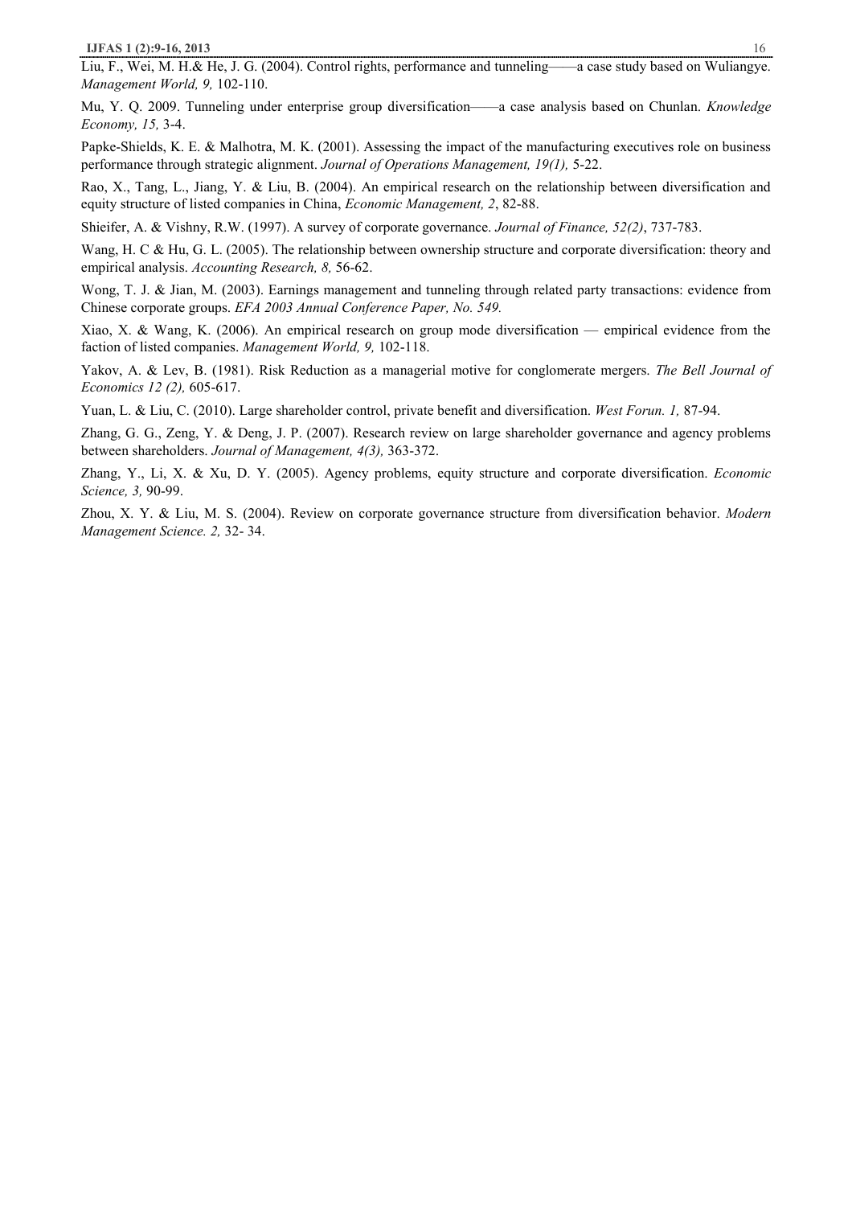Liu, F., Wei, M. H.& He, J. G. (2004). Control rights, performance and tunneling——a case study based on Wuliangye. *Management World, 9,* 102-110.

Mu, Y. Q. 2009. Tunneling under enterprise group diversification——a case analysis based on Chunlan. *Knowledge Economy, 15,* 3-4.

Papke-Shields, K. E. & Malhotra, M. K. (2001). Assessing the impact of the manufacturing executives role on business performance through strategic alignment. *Journal of Operations Management, 19(1),* 5-22.

Rao, X., Tang, L., Jiang, Y. & Liu, B. (2004). An empirical research on the relationship between diversification and equity structure of listed companies in China, *Economic Management, 2*, 82-88.

Shieifer, A. & Vishny, R.W. (1997). A survey of corporate governance. *Journal of Finance, 52(2)*, 737-783.

Wang, H. C & Hu, G. L. (2005). The relationship between ownership structure and corporate diversification: theory and empirical analysis. *Accounting Research, 8,* 56-62.

Wong, T. J. & Jian, M. (2003). Earnings management and tunneling through related party transactions: evidence from Chinese corporate groups. *EFA 2003 Annual Conference Paper, No. 549.*

Xiao, X. & Wang, K. (2006). An empirical research on group mode diversification — empirical evidence from the faction of listed companies. *Management World, 9,* 102-118.

Yakov, A. & Lev, B. (1981). Risk Reduction as a managerial motive for conglomerate mergers. *The Bell Journal of Economics 12 (2),* 605-617.

Yuan, L. & Liu, C. (2010). Large shareholder control, private benefit and diversification. *West Forun. 1,* 87-94.

Zhang, G. G., Zeng, Y. & Deng, J. P. (2007). Research review on large shareholder governance and agency problems between shareholders. *Journal of Management, 4(3),* 363-372.

Zhang, Y., Li, X. & Xu, D. Y. (2005). Agency problems, equity structure and corporate diversification. *Economic Science, 3,* 90-99.

Zhou, X. Y. & Liu, M. S. (2004). Review on corporate governance structure from diversification behavior. *Modern Management Science. 2,* 32- 34.